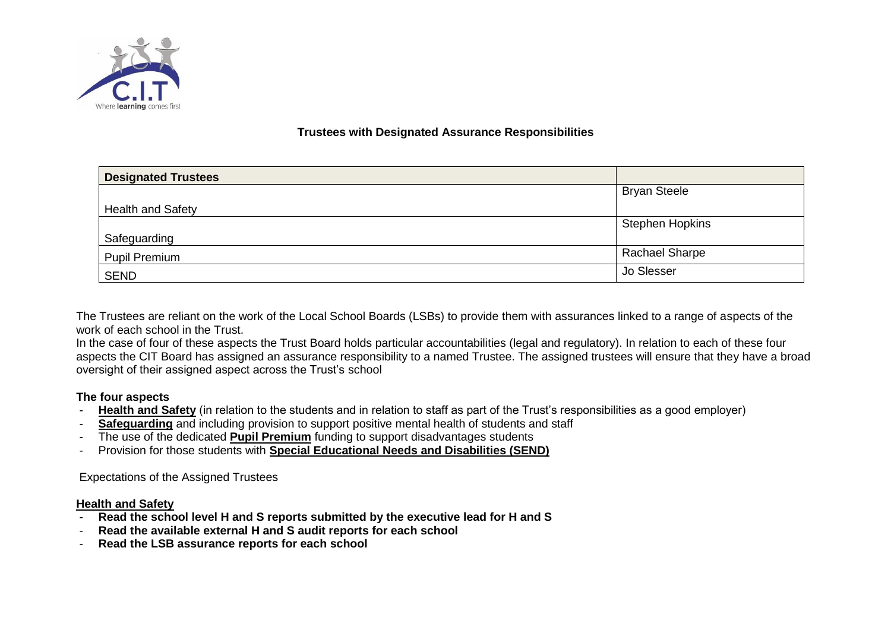## Trustees with Designated Assurance Responsibilities

| Designated Trustees | |
|---|---|
| Health and Safety | Bryan Steele |
| Safeguarding | Stephen Hopkins |
| Pupil Premium | Rachael Sharpe |
| SEND | Jo Slesser |

The Trustees are reliant on the work of the Local School Boards (LSBs) to provide them with assurances linked to a range of aspects of the work of each school in the Trust.

In the case of four of these aspects the Trust Board holds particular accountabilities (legal and regulatory). In relation to each of these four aspects the CIT Board has assigned an assurance responsibility to a named Trustee. The assigned trustees will ensure that they have a broad oversight of their assigned aspect across the Trust's school

**The four aspects**

- **Health and Safety** (in relation to the students and in relation to staff as part of the Trust's responsibilities as a good employer)
- **Safeguarding** and including provision to support positive mental health of students and staff
- The use of the dedicated **Pupil Premium** funding to support disadvantages students
- Provision for those students with **Special Educational Needs and Disabilities (SEND)**

Expectations of the Assigned Trustees

**Health and Safety**

- **Read the school level H and S reports submitted by the executive lead for H and S**
- **Read the available external H and S audit reports for each school**
- **Read the LSB assurance reports for each school**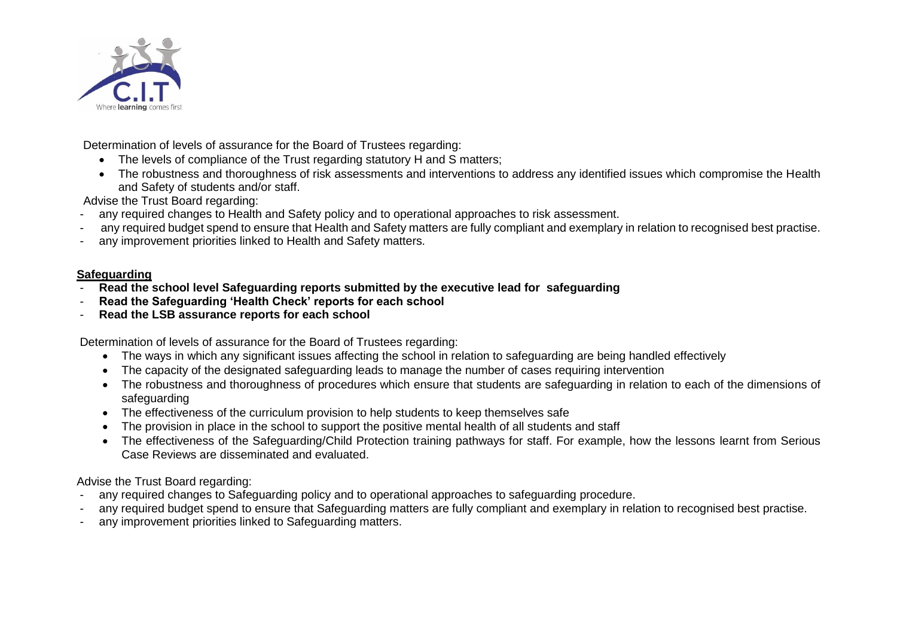Determination of levels of assurance for the Board of Trustees regarding:

- The levels of compliance of the Trust regarding statutory H and S matters;
- The robustness and thoroughness of risk assessments and interventions to address any identified issues which compromise the Health and Safety of students and/or staff.

Advise the Trust Board regarding:

- any required changes to Health and Safety policy and to operational approaches to risk assessment.
- any required budget spend to ensure that Health and Safety matters are fully compliant and exemplary in relation to recognised best practise.
- any improvement priorities linked to Health and Safety matters.

**Safeguarding**

- **Read the school level Safeguarding reports submitted by the executive lead for safeguarding**
- **Read the Safeguarding 'Health Check' reports for each school**
- **Read the LSB assurance reports for each school**

Determination of levels of assurance for the Board of Trustees regarding:

- The ways in which any significant issues affecting the school in relation to safeguarding are being handled effectively
- The capacity of the designated safeguarding leads to manage the number of cases requiring intervention
- The robustness and thoroughness of procedures which ensure that students are safeguarding in relation to each of the dimensions of safeguarding
- The effectiveness of the curriculum provision to help students to keep themselves safe
- The provision in place in the school to support the positive mental health of all students and staff
- The effectiveness of the Safeguarding/Child Protection training pathways for staff. For example, how the lessons learnt from Serious Case Reviews are disseminated and evaluated.

Advise the Trust Board regarding:

- any required changes to Safeguarding policy and to operational approaches to safeguarding procedure.
- any required budget spend to ensure that Safeguarding matters are fully compliant and exemplary in relation to recognised best practise.
- any improvement priorities linked to Safeguarding matters.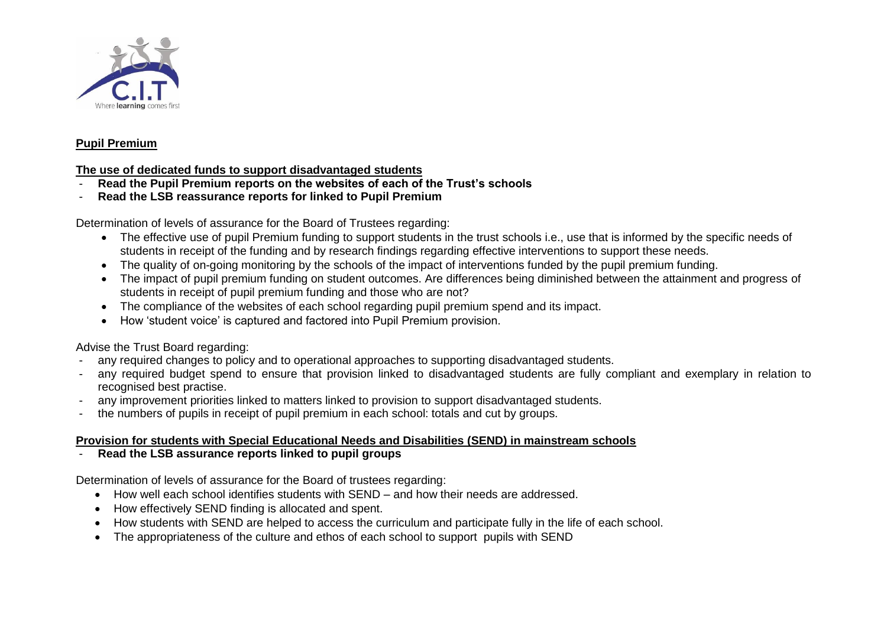**Pupil Premium**

**The use of dedicated funds to support disadvantaged students**

- **Read the Pupil Premium reports on the websites of each of the Trust's schools**
- **Read the LSB reassurance reports for linked to Pupil Premium**

Determination of levels of assurance for the Board of Trustees regarding:

- The effective use of pupil Premium funding to support students in the trust schools i.e., use that is informed by the specific needs of students in receipt of the funding and by research findings regarding effective interventions to support these needs.
- The quality of on-going monitoring by the schools of the impact of interventions funded by the pupil premium funding.
- The impact of pupil premium funding on student outcomes. Are differences being diminished between the attainment and progress of students in receipt of pupil premium funding and those who are not?
- The compliance of the websites of each school regarding pupil premium spend and its impact.
- How 'student voice' is captured and factored into Pupil Premium provision.

Advise the Trust Board regarding:

- any required changes to policy and to operational approaches to supporting disadvantaged students.
- any required budget spend to ensure that provision linked to disadvantaged students are fully compliant and exemplary in relation to recognised best practise.
- any improvement priorities linked to matters linked to provision to support disadvantaged students.
- the numbers of pupils in receipt of pupil premium in each school: totals and cut by groups.

**Provision for students with Special Educational Needs and Disabilities (SEND) in mainstream schools**

- **Read the LSB assurance reports linked to pupil groups**

Determination of levels of assurance for the Board of trustees regarding:

- How well each school identifies students with SEND – and how their needs are addressed.
- How effectively SEND finding is allocated and spent.
- How students with SEND are helped to access the curriculum and participate fully in the life of each school.
- The appropriateness of the culture and ethos of each school to support pupils with SEND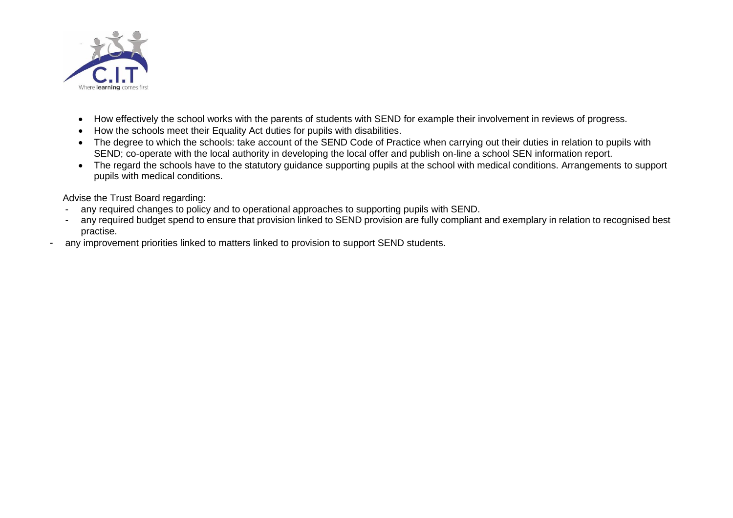- How effectively the school works with the parents of students with SEND for example their involvement in reviews of progress.
- How the schools meet their Equality Act duties for pupils with disabilities.
- The degree to which the schools: take account of the SEND Code of Practice when carrying out their duties in relation to pupils with SEND; co-operate with the local authority in developing the local offer and publish on-line a school SEN information report.
- The regard the schools have to the statutory guidance supporting pupils at the school with medical conditions. Arrangements to support pupils with medical conditions.

Advise the Trust Board regarding:

- any required changes to policy and to operational approaches to supporting pupils with SEND.
- any required budget spend to ensure that provision linked to SEND provision are fully compliant and exemplary in relation to recognised best practise.
- any improvement priorities linked to matters linked to provision to support SEND students.